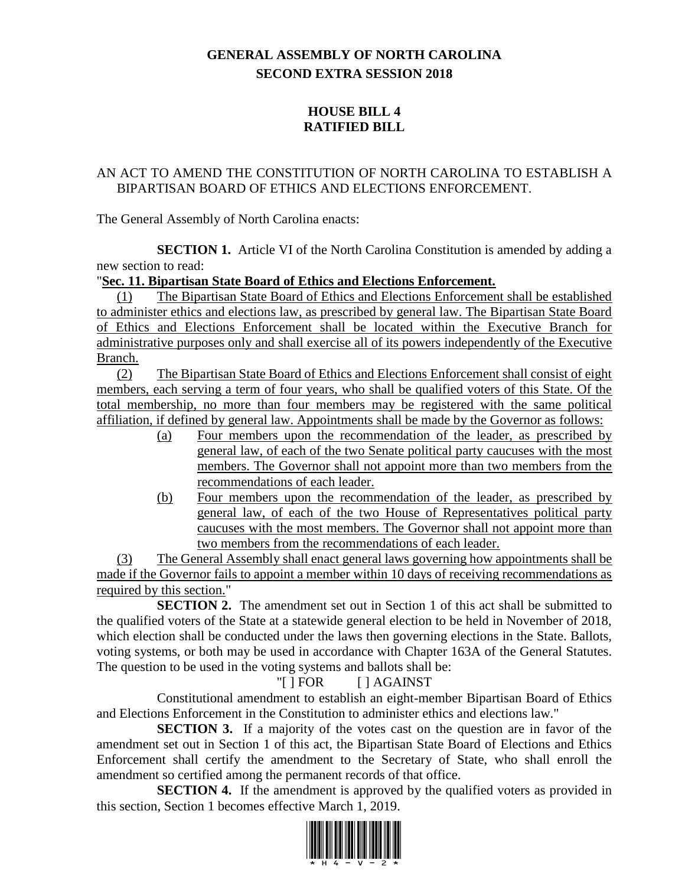# GENERAL ASSEMBLY OF NORTH CAROLINA
## SECOND EXTRA SESSION 2018

## HOUSE BILL 4
## RATIFIED BILL

AN ACT TO AMEND THE CONSTITUTION OF NORTH CAROLINA TO ESTABLISH A BIPARTISAN BOARD OF ETHICS AND ELECTIONS ENFORCEMENT.

The General Assembly of North Carolina enacts:

**SECTION 1.** Article VI of the North Carolina Constitution is amended by adding a new section to read:

"**Sec. 11. Bipartisan State Board of Ethics and Elections Enforcement.**

(1) The Bipartisan State Board of Ethics and Elections Enforcement shall be established to administer ethics and elections law, as prescribed by general law. The Bipartisan State Board of Ethics and Elections Enforcement shall be located within the Executive Branch for administrative purposes only and shall exercise all of its powers independently of the Executive Branch.

(2) The Bipartisan State Board of Ethics and Elections Enforcement shall consist of eight members, each serving a term of four years, who shall be qualified voters of this State. Of the total membership, no more than four members may be registered with the same political affiliation, if defined by general law. Appointments shall be made by the Governor as follows:

- (a) Four members upon the recommendation of the leader, as prescribed by general law, of each of the two Senate political party caucuses with the most members. The Governor shall not appoint more than two members from the recommendations of each leader.
- (b) Four members upon the recommendation of the leader, as prescribed by general law, of each of the two House of Representatives political party caucuses with the most members. The Governor shall not appoint more than two members from the recommendations of each leader.

(3) The General Assembly shall enact general laws governing how appointments shall be made if the Governor fails to appoint a member within 10 days of receiving recommendations as required by this section."

**SECTION 2.** The amendment set out in Section 1 of this act shall be submitted to the qualified voters of the State at a statewide general election to be held in November of 2018, which election shall be conducted under the laws then governing elections in the State. Ballots, voting systems, or both may be used in accordance with Chapter 163A of the General Statutes. The question to be used in the voting systems and ballots shall be:

"[ ] FOR [ ] AGAINST

Constitutional amendment to establish an eight-member Bipartisan Board of Ethics and Elections Enforcement in the Constitution to administer ethics and elections law."

**SECTION 3.** If a majority of the votes cast on the question are in favor of the amendment set out in Section 1 of this act, the Bipartisan State Board of Elections and Ethics Enforcement shall certify the amendment to the Secretary of State, who shall enroll the amendment so certified among the permanent records of that office.

**SECTION 4.** If the amendment is approved by the qualified voters as provided in this section, Section 1 becomes effective March 1, 2019.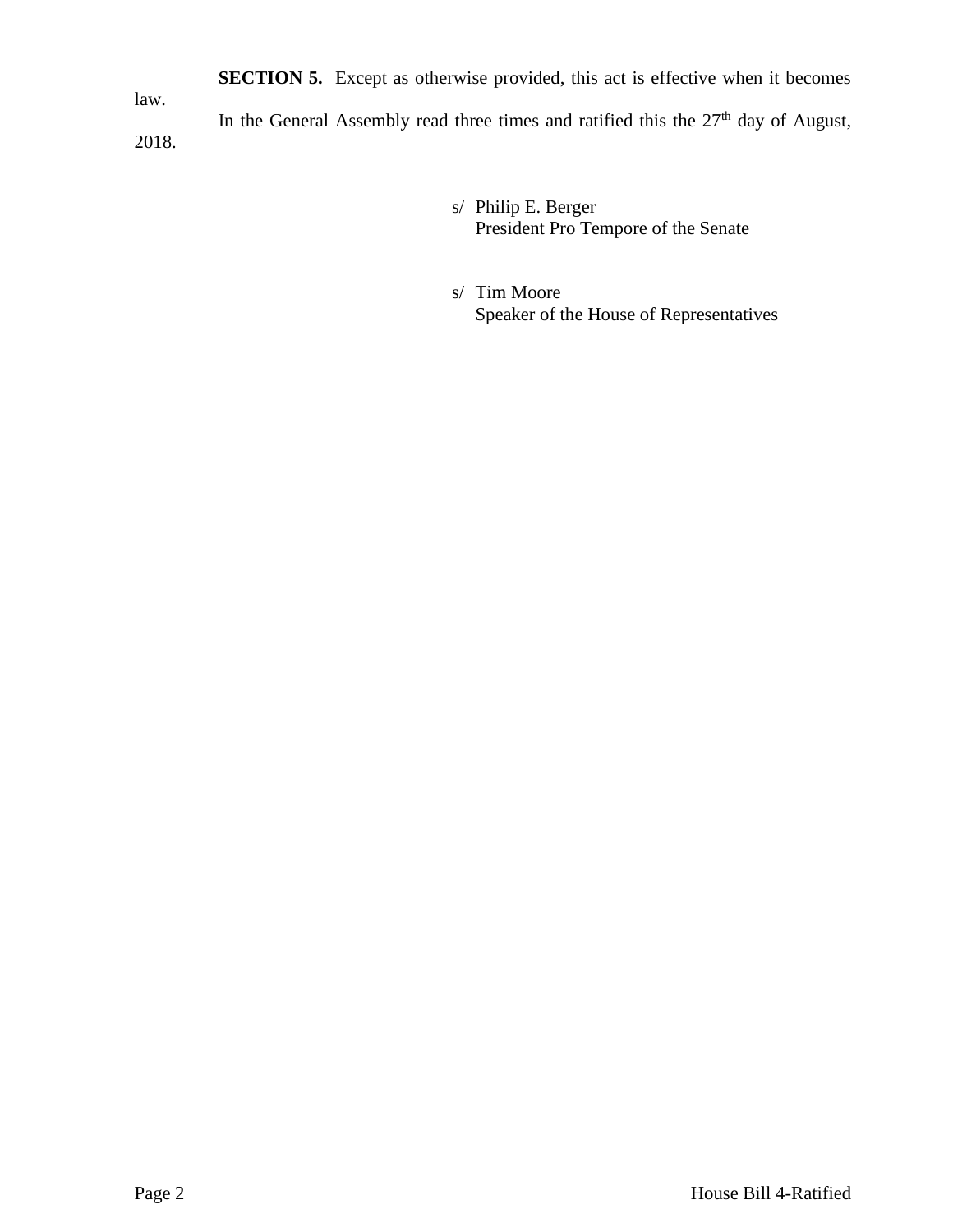**SECTION 5.** Except as otherwise provided, this act is effective when it becomes law.

In the General Assembly read three times and ratified this the 27th day of August, 2018.

s/ Philip E. Berger
President Pro Tempore of the Senate

s/ Tim Moore
Speaker of the House of Representatives